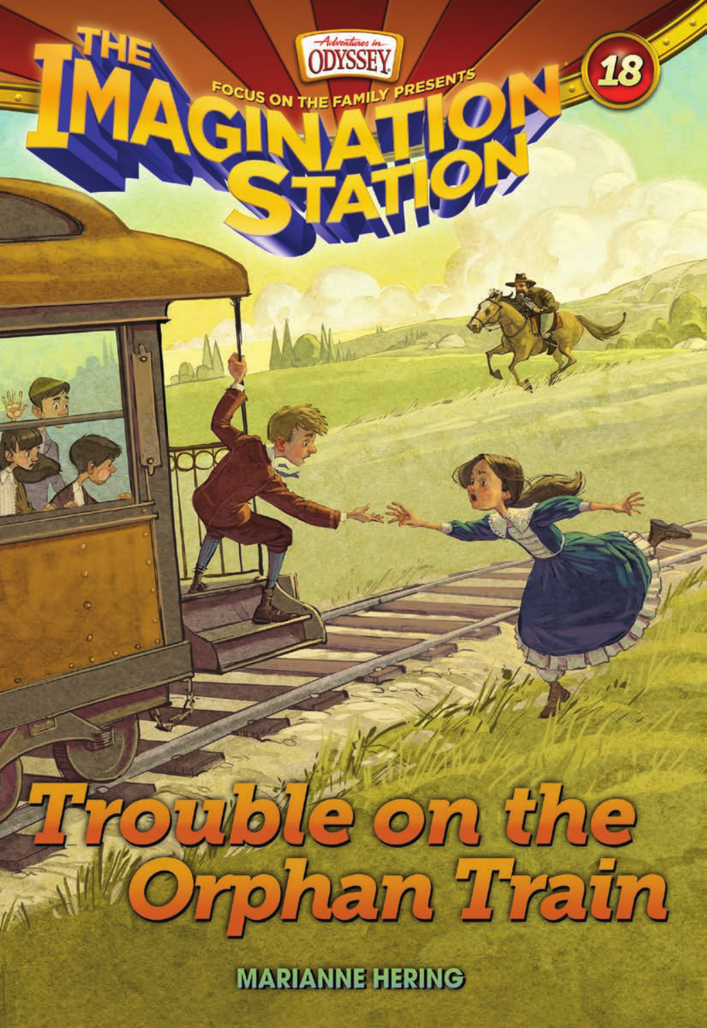Adventures in Odyssey

Focus on the Family Presents

# The Imagination Station

18

# Trouble on the Orphan Train

MARIANNE HERING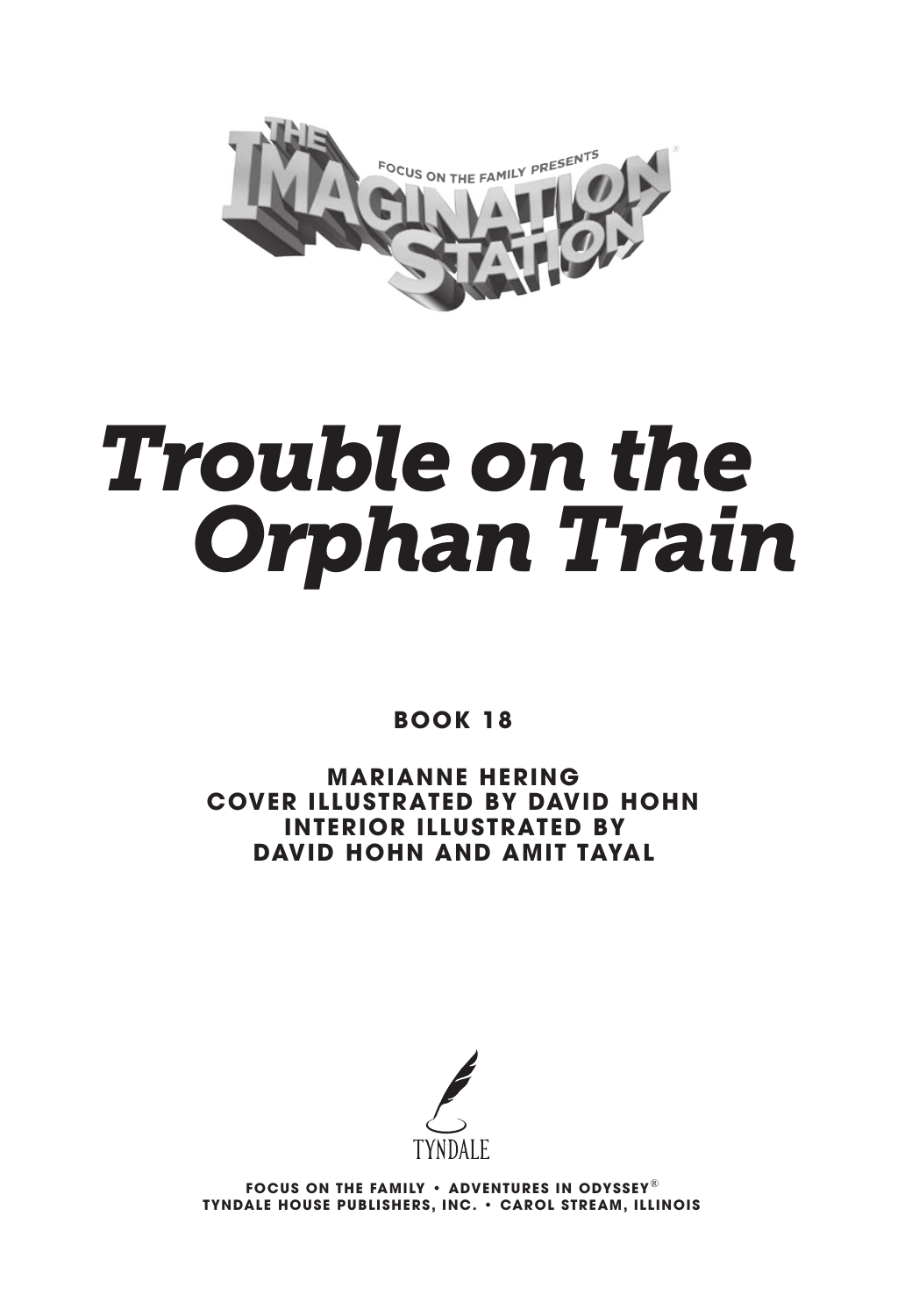THE IMAGINATION STATION®

FOCUS ON THE FAMILY PRESENTS

# *Trouble on the Orphan Train*

**BOOK 18**

**MARIANNE HERING**
**COVER ILLUSTRATED BY DAVID HOHN**
**INTERIOR ILLUSTRATED BY**
**DAVID HOHN AND AMIT TAYAL**

TYNDALE

**FOCUS ON THE FAMILY • ADVENTURES IN ODYSSEY®**
**TYNDALE HOUSE PUBLISHERS, INC. • CAROL STREAM, ILLINOIS**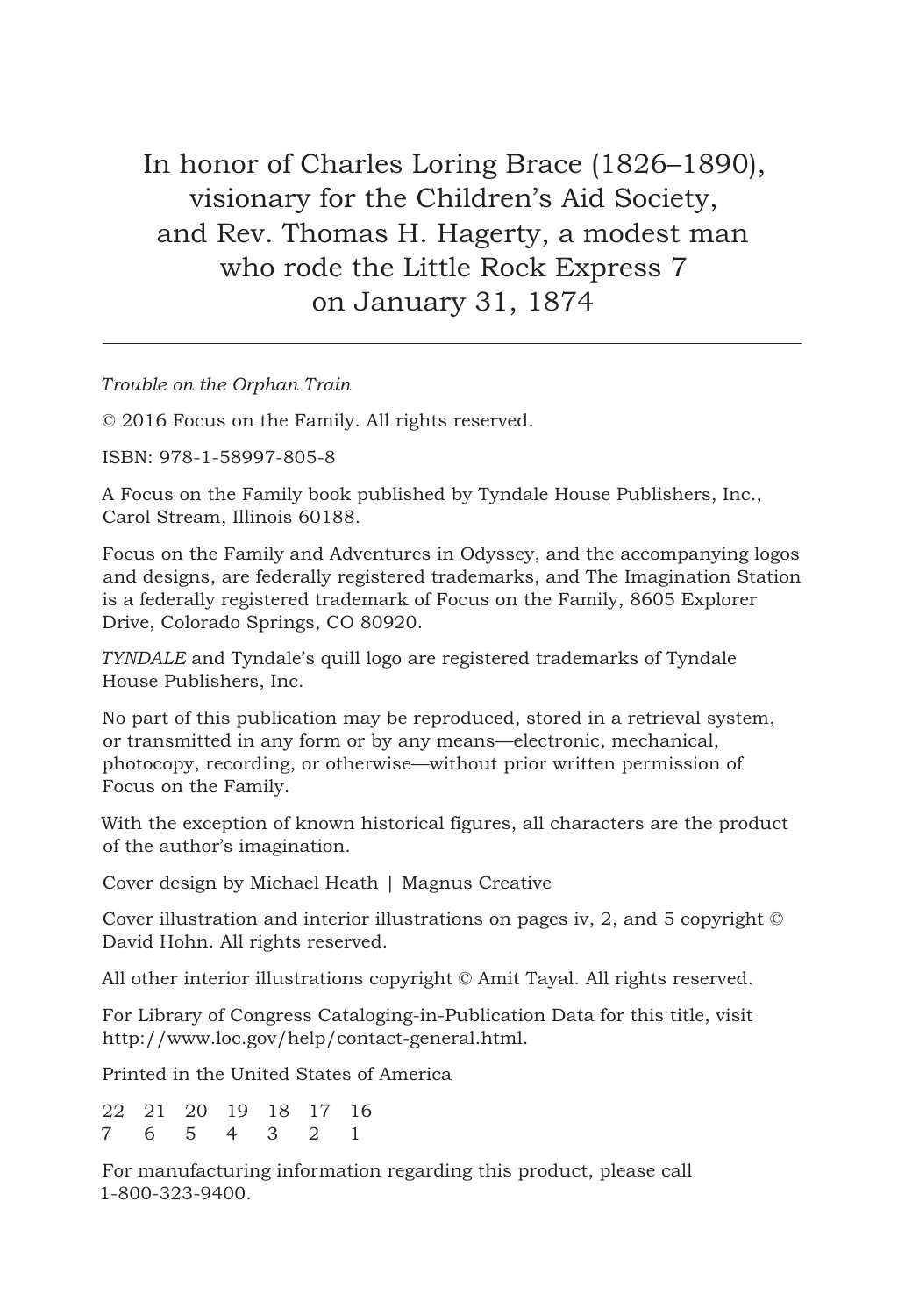In honor of Charles Loring Brace (1826–1890),
visionary for the Children's Aid Society,
and Rev. Thomas H. Hagerty, a modest man
who rode the Little Rock Express 7
on January 31, 1874

---

*Trouble on the Orphan Train*

© 2016 Focus on the Family. All rights reserved.

ISBN: 978-1-58997-805-8

A Focus on the Family book published by Tyndale House Publishers, Inc., Carol Stream, Illinois 60188.

Focus on the Family and Adventures in Odyssey, and the accompanying logos and designs, are federally registered trademarks, and The Imagination Station is a federally registered trademark of Focus on the Family, 8605 Explorer Drive, Colorado Springs, CO 80920.

*TYNDALE* and Tyndale's quill logo are registered trademarks of Tyndale House Publishers, Inc.

No part of this publication may be reproduced, stored in a retrieval system, or transmitted in any form or by any means—electronic, mechanical, photocopy, recording, or otherwise—without prior written permission of Focus on the Family.

With the exception of known historical figures, all characters are the product of the author's imagination.

Cover design by Michael Heath | Magnus Creative

Cover illustration and interior illustrations on pages iv, 2, and 5 copyright © David Hohn. All rights reserved.

All other interior illustrations copyright © Amit Tayal. All rights reserved.

For Library of Congress Cataloging-in-Publication Data for this title, visit http://www.loc.gov/help/contact-general.html.

Printed in the United States of America

22 21 20 19 18 17 16
7 6 5 4 3 2 1

For manufacturing information regarding this product, please call 1-800-323-9400.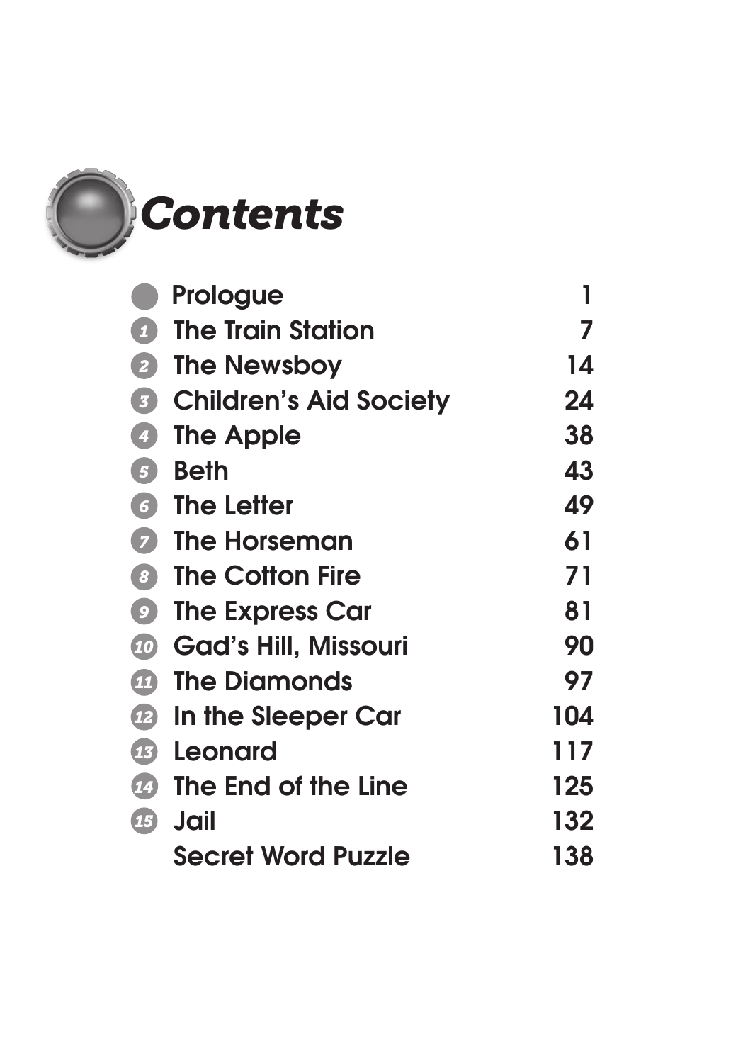# Contents

| | | |
|---|---|---|
| | Prologue | 1 |
| 1 | The Train Station | 7 |
| 2 | The Newsboy | 14 |
| 3 | Children's Aid Society | 24 |
| 4 | The Apple | 38 |
| 5 | Beth | 43 |
| 6 | The Letter | 49 |
| 7 | The Horseman | 61 |
| 8 | The Cotton Fire | 71 |
| 9 | The Express Car | 81 |
| 10 | Gad's Hill, Missouri | 90 |
| 11 | The Diamonds | 97 |
| 12 | In the Sleeper Car | 104 |
| 13 | Leonard | 117 |
| 14 | The End of the Line | 125 |
| 15 | Jail | 132 |
| | Secret Word Puzzle | 138 |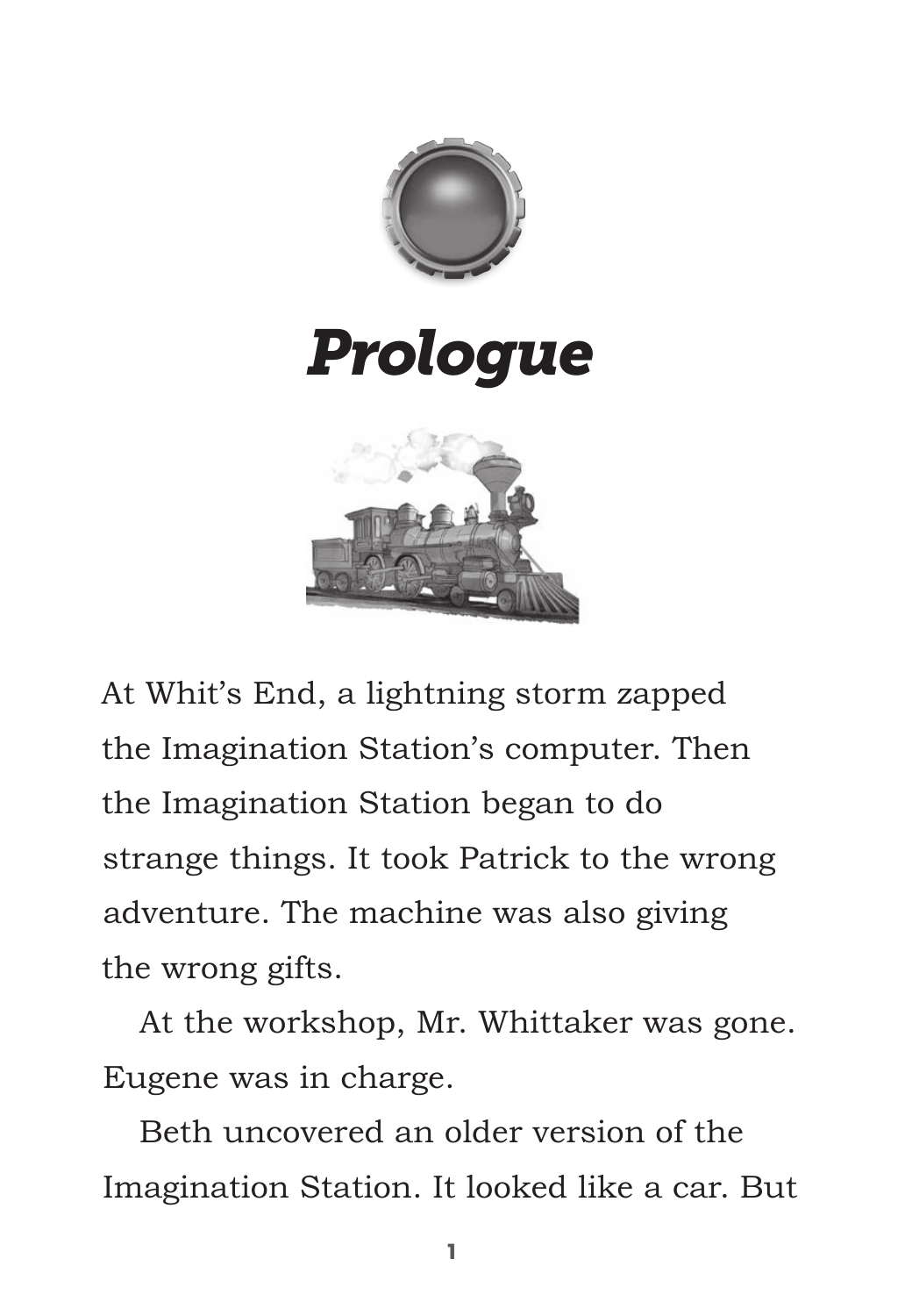# *Prologue*

At Whit's End, a lightning storm zapped the Imagination Station's computer. Then the Imagination Station began to do strange things. It took Patrick to the wrong adventure. The machine was also giving the wrong gifts.

At the workshop, Mr. Whittaker was gone. Eugene was in charge.

Beth uncovered an older version of the Imagination Station. It looked like a car. But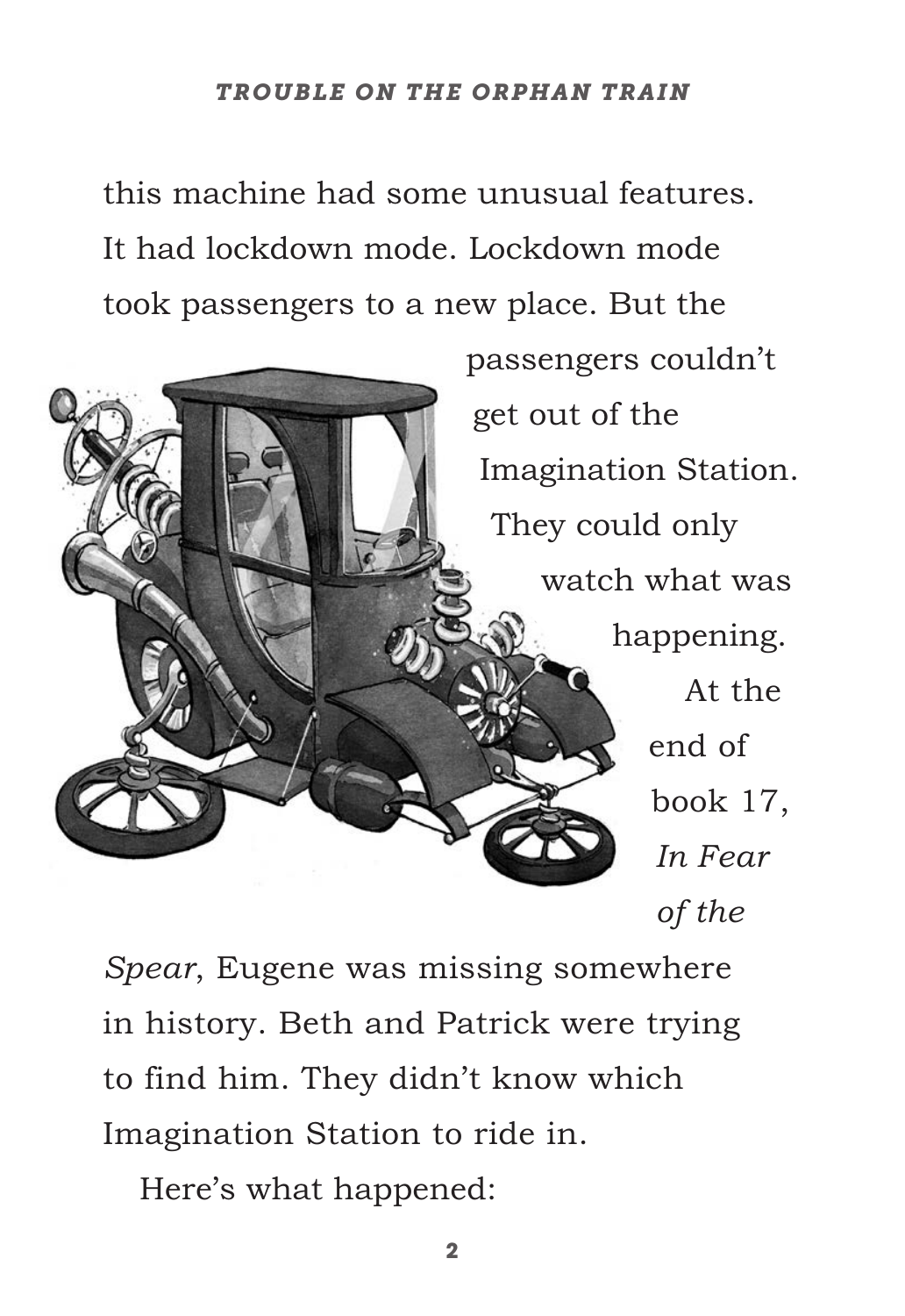this machine had some unusual features. It had lockdown mode. Lockdown mode took passengers to a new place. But the passengers couldn't get out of the Imagination Station. They could only watch what was happening. At the end of book 17, *In Fear of the Spear*, Eugene was missing somewhere in history. Beth and Patrick were trying to find him. They didn't know which Imagination Station to ride in.

Here's what happened: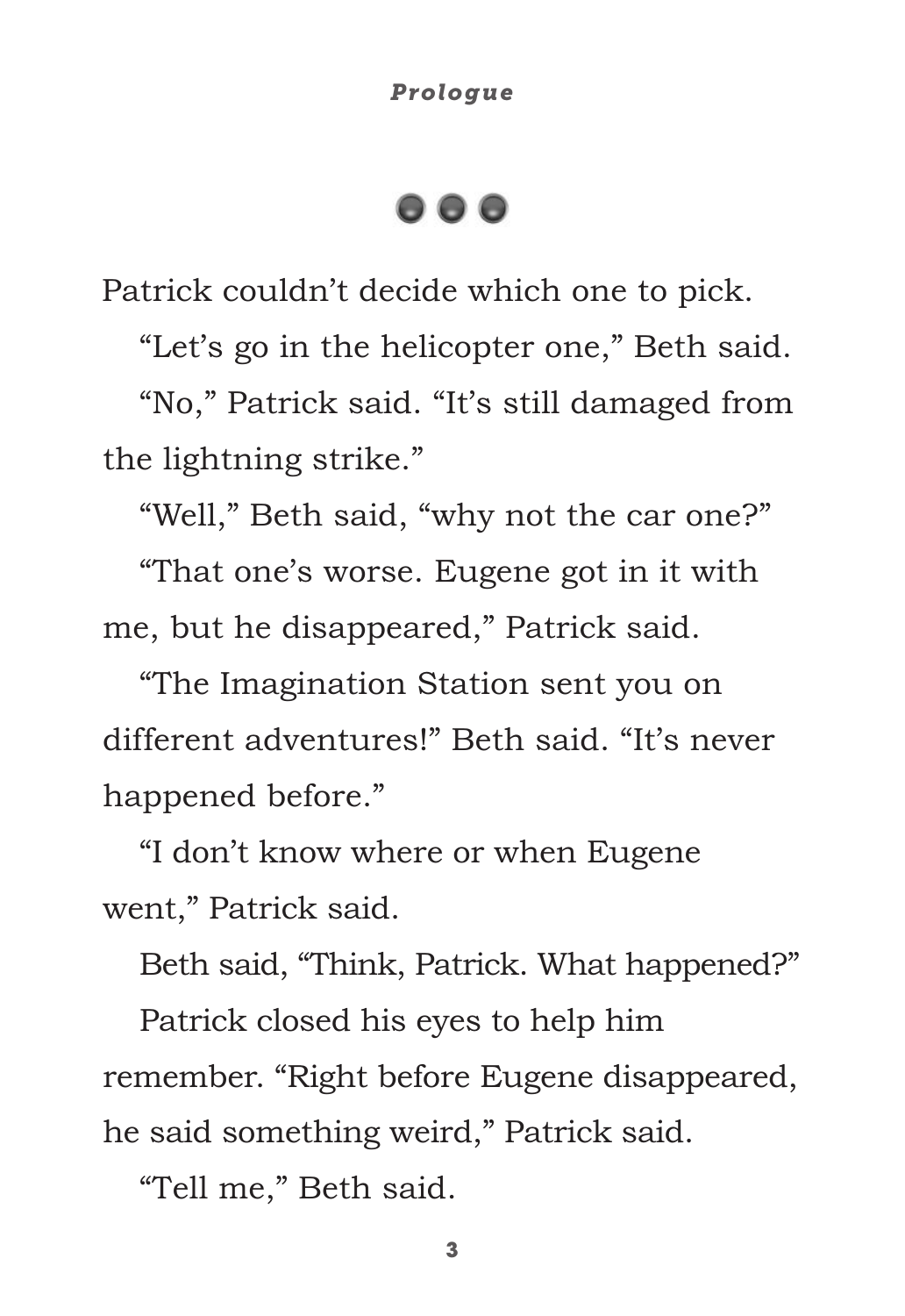Patrick couldn't decide which one to pick.

"Let's go in the helicopter one," Beth said.

"No," Patrick said. "It's still damaged from the lightning strike."

"Well," Beth said, "why not the car one?"

"That one's worse. Eugene got in it with me, but he disappeared," Patrick said.

"The Imagination Station sent you on different adventures!" Beth said. "It's never happened before."

"I don't know where or when Eugene went," Patrick said.

Beth said, "Think, Patrick. What happened?"

Patrick closed his eyes to help him remember. "Right before Eugene disappeared, he said something weird," Patrick said.

"Tell me," Beth said.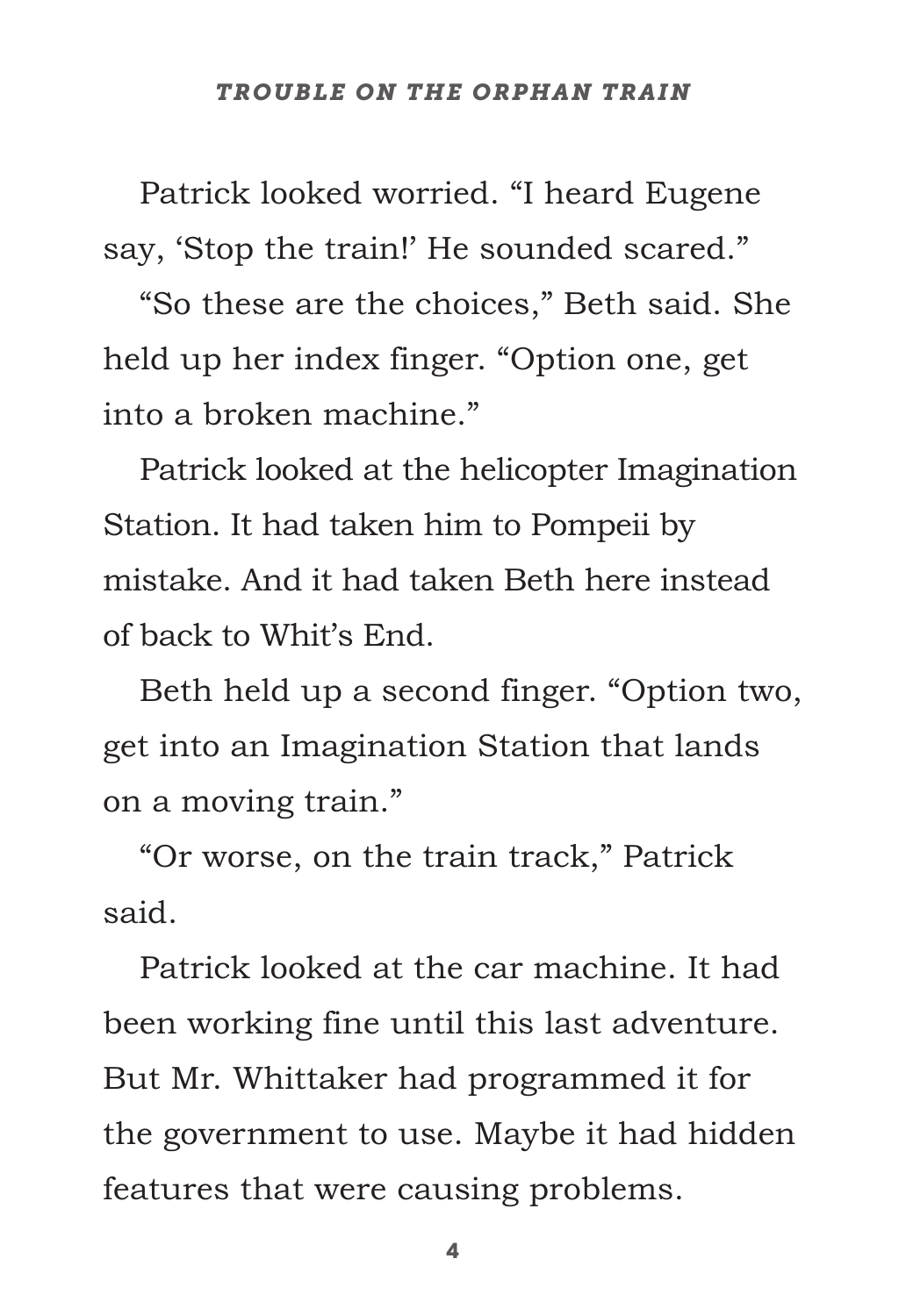Patrick looked worried. “I heard Eugene say, ‘Stop the train!’ He sounded scared.”

“So these are the choices,” Beth said. She held up her index finger. “Option one, get into a broken machine.”

Patrick looked at the helicopter Imagination Station. It had taken him to Pompeii by mistake. And it had taken Beth here instead of back to Whit’s End.

Beth held up a second finger. “Option two, get into an Imagination Station that lands on a moving train.”

“Or worse, on the train track,” Patrick said.

Patrick looked at the car machine. It had been working fine until this last adventure. But Mr. Whittaker had programmed it for the government to use. Maybe it had hidden features that were causing problems.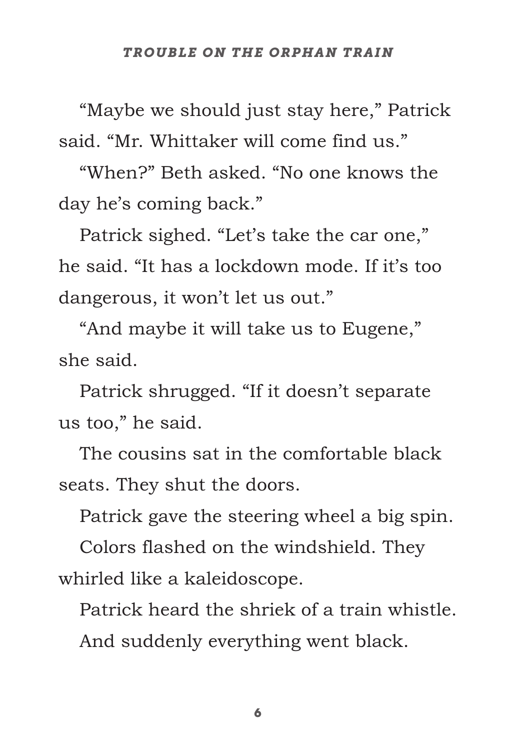"Maybe we should just stay here," Patrick said. "Mr. Whittaker will come find us."

"When?" Beth asked. "No one knows the day he's coming back."

Patrick sighed. "Let's take the car one," he said. "It has a lockdown mode. If it's too dangerous, it won't let us out."

"And maybe it will take us to Eugene," she said.

Patrick shrugged. "If it doesn't separate us too," he said.

The cousins sat in the comfortable black seats. They shut the doors.

Patrick gave the steering wheel a big spin.

Colors flashed on the windshield. They whirled like a kaleidoscope.

Patrick heard the shriek of a train whistle.

And suddenly everything went black.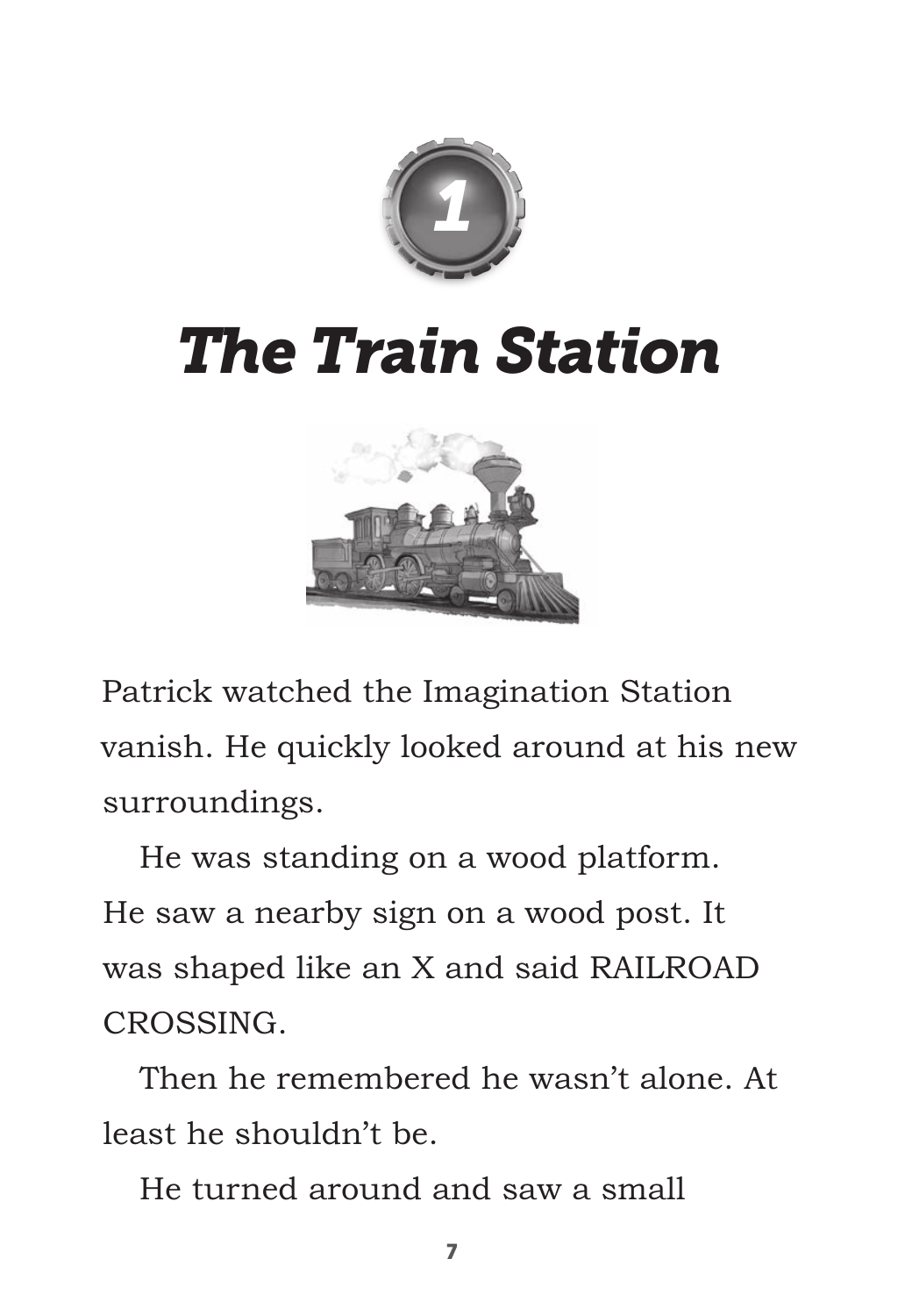# 1

# *The Train Station*

Patrick watched the Imagination Station vanish. He quickly looked around at his new surroundings.

He was standing on a wood platform. He saw a nearby sign on a wood post. It was shaped like an X and said RAILROAD CROSSING.

Then he remembered he wasn't alone. At least he shouldn't be.

He turned around and saw a small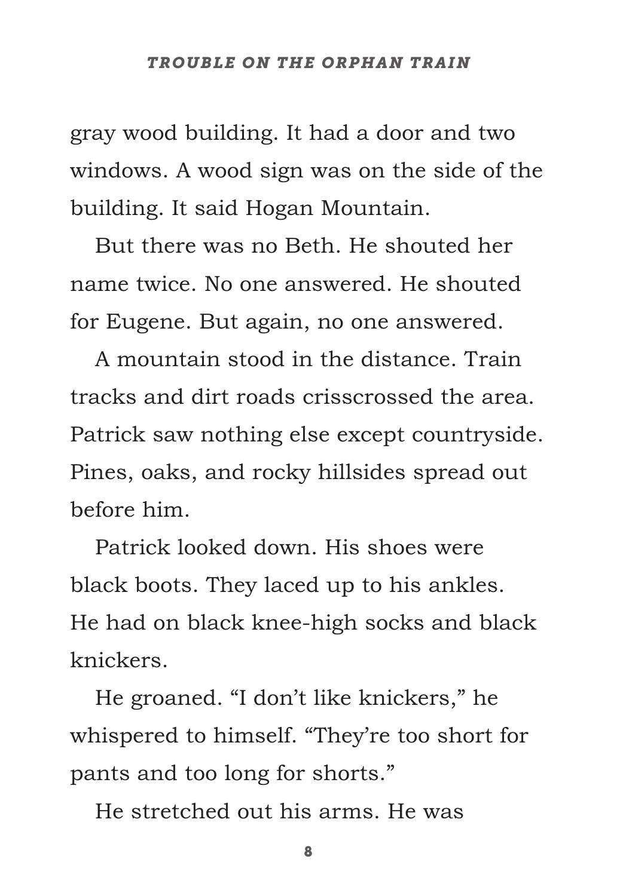gray wood building. It had a door and two windows. A wood sign was on the side of the building. It said Hogan Mountain.

But there was no Beth. He shouted her name twice. No one answered. He shouted for Eugene. But again, no one answered.

A mountain stood in the distance. Train tracks and dirt roads crisscrossed the area. Patrick saw nothing else except countryside. Pines, oaks, and rocky hillsides spread out before him.

Patrick looked down. His shoes were black boots. They laced up to his ankles. He had on black knee-high socks and black knickers.

He groaned. “I don’t like knickers,” he whispered to himself. “They’re too short for pants and too long for shorts.”

He stretched out his arms. He was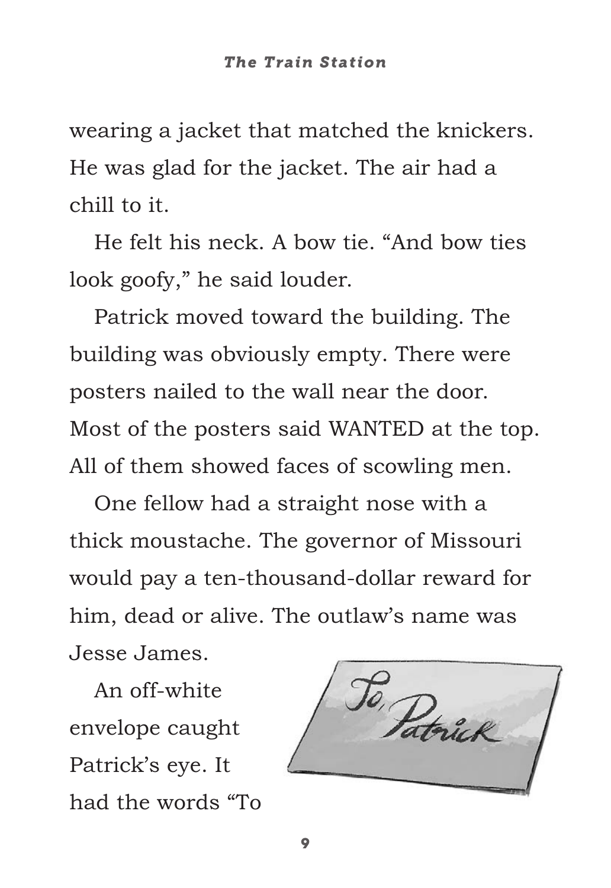wearing a jacket that matched the knickers. He was glad for the jacket. The air had a chill to it.

He felt his neck. A bow tie. “And bow ties look goofy,” he said louder.

Patrick moved toward the building. The building was obviously empty. There were posters nailed to the wall near the door. Most of the posters said WANTED at the top. All of them showed faces of scowling men.

One fellow had a straight nose with a thick moustache. The governor of Missouri would pay a ten-thousand-dollar reward for him, dead or alive. The outlaw’s name was Jesse James.

An off-white envelope caught Patrick’s eye. It had the words “To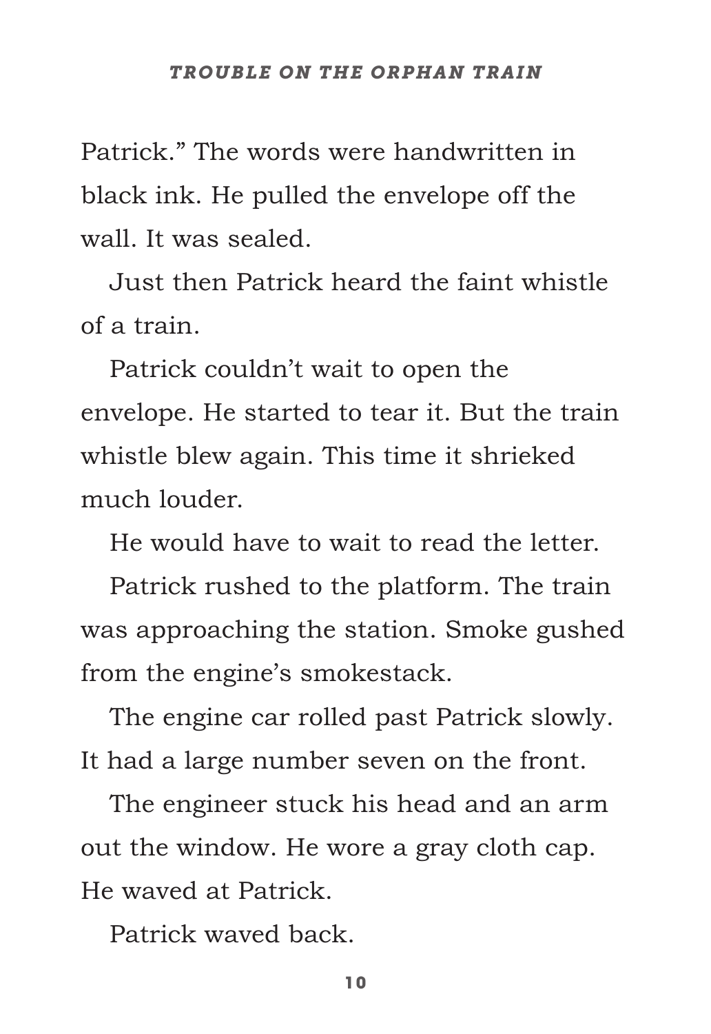Patrick." The words were handwritten in black ink. He pulled the envelope off the wall. It was sealed.

Just then Patrick heard the faint whistle of a train.

Patrick couldn't wait to open the envelope. He started to tear it. But the train whistle blew again. This time it shrieked much louder.

He would have to wait to read the letter.

Patrick rushed to the platform. The train was approaching the station. Smoke gushed from the engine's smokestack.

The engine car rolled past Patrick slowly. It had a large number seven on the front.

The engineer stuck his head and an arm out the window. He wore a gray cloth cap. He waved at Patrick.

Patrick waved back.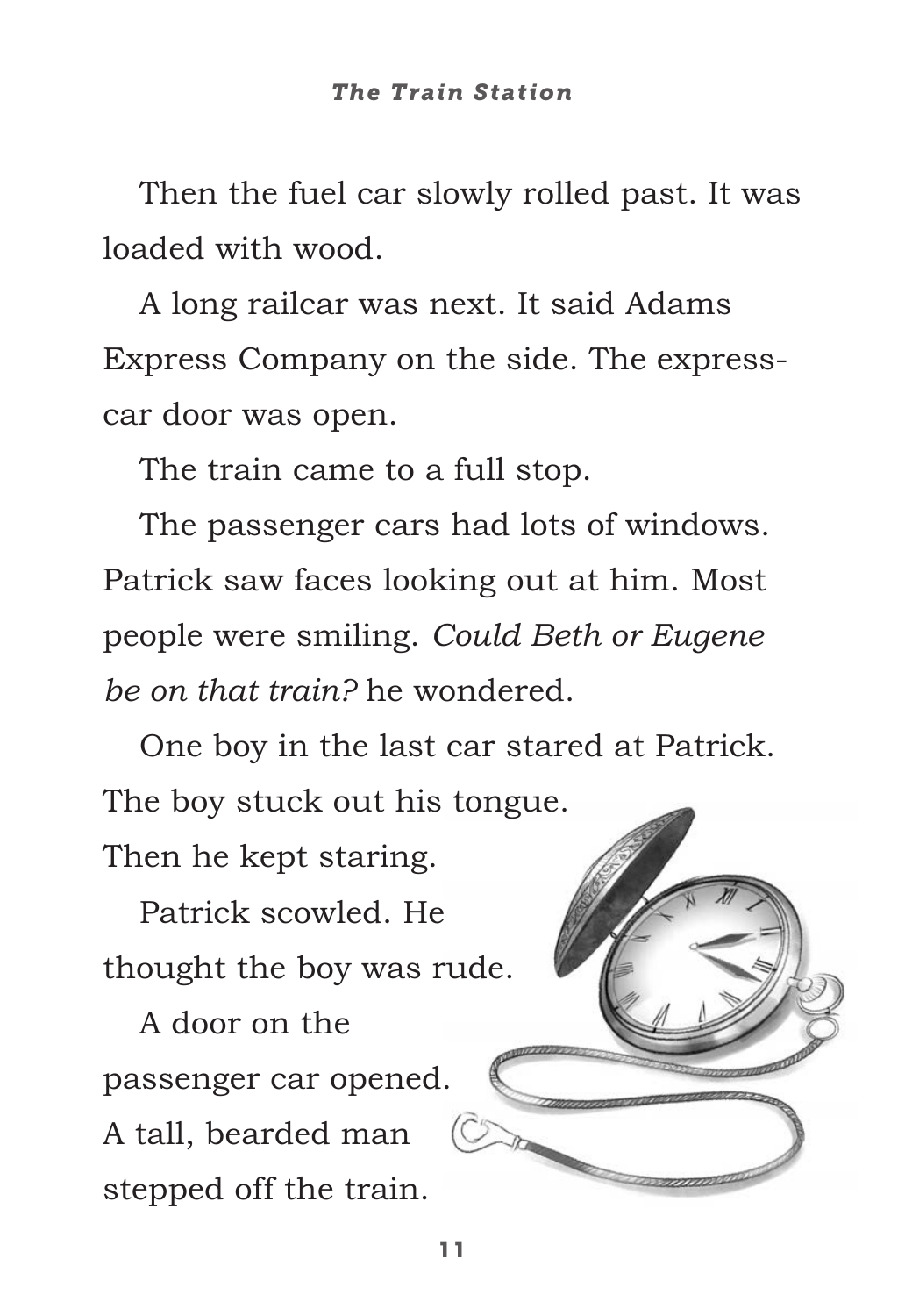Then the fuel car slowly rolled past. It was loaded with wood.

A long railcar was next. It said Adams Express Company on the side. The express-car door was open.

The train came to a full stop.

The passenger cars had lots of windows. Patrick saw faces looking out at him. Most people were smiling. *Could Beth or Eugene be on that train?* he wondered.

One boy in the last car stared at Patrick. The boy stuck out his tongue. Then he kept staring.

Patrick scowled. He thought the boy was rude.

A door on the passenger car opened. A tall, bearded man stepped off the train.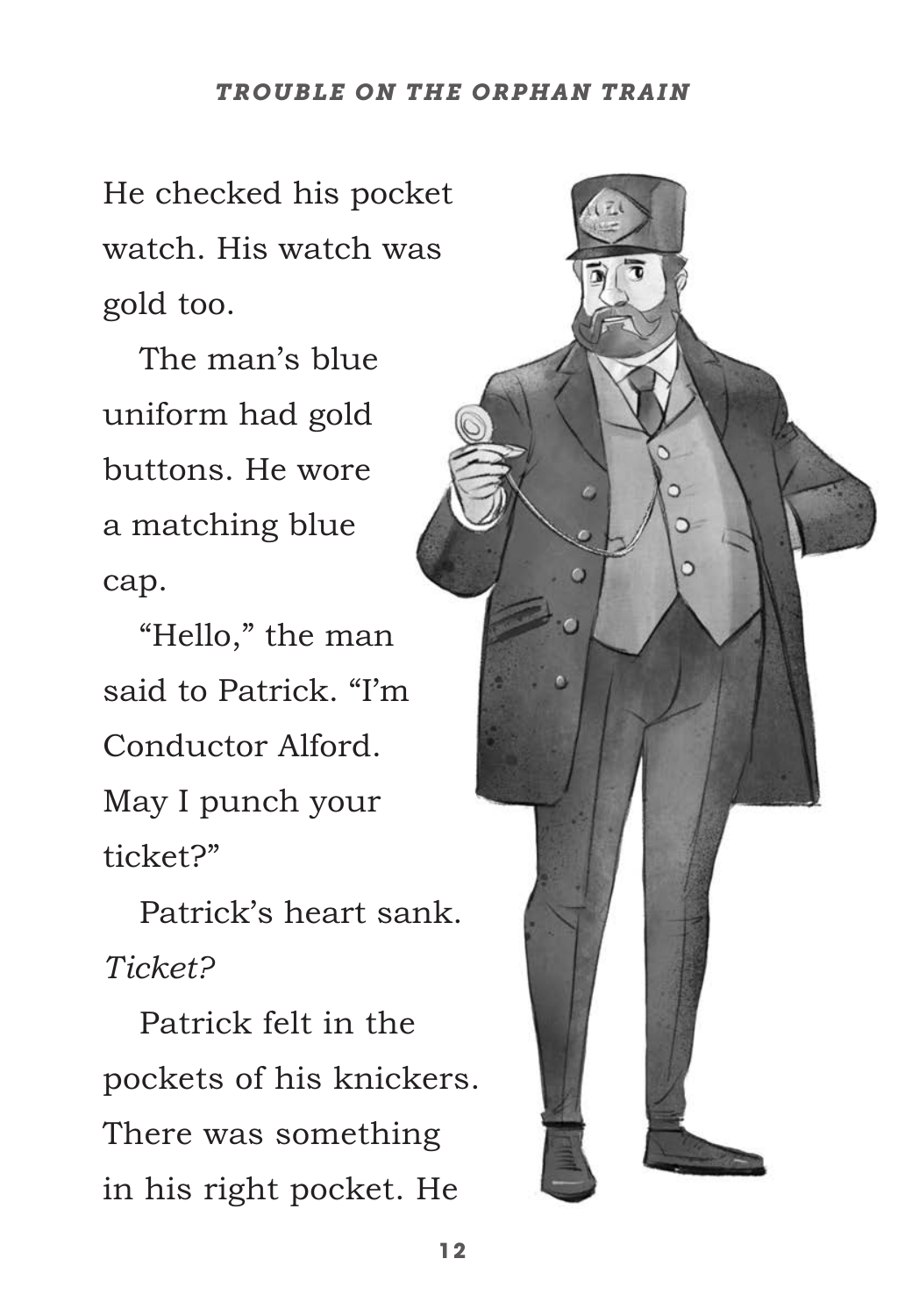He checked his pocket watch. His watch was gold too.

The man's blue uniform had gold buttons. He wore a matching blue cap.

"Hello," the man said to Patrick. "I'm Conductor Alford. May I punch your ticket?"

Patrick's heart sank. *Ticket?*

Patrick felt in the pockets of his knickers. There was something in his right pocket. He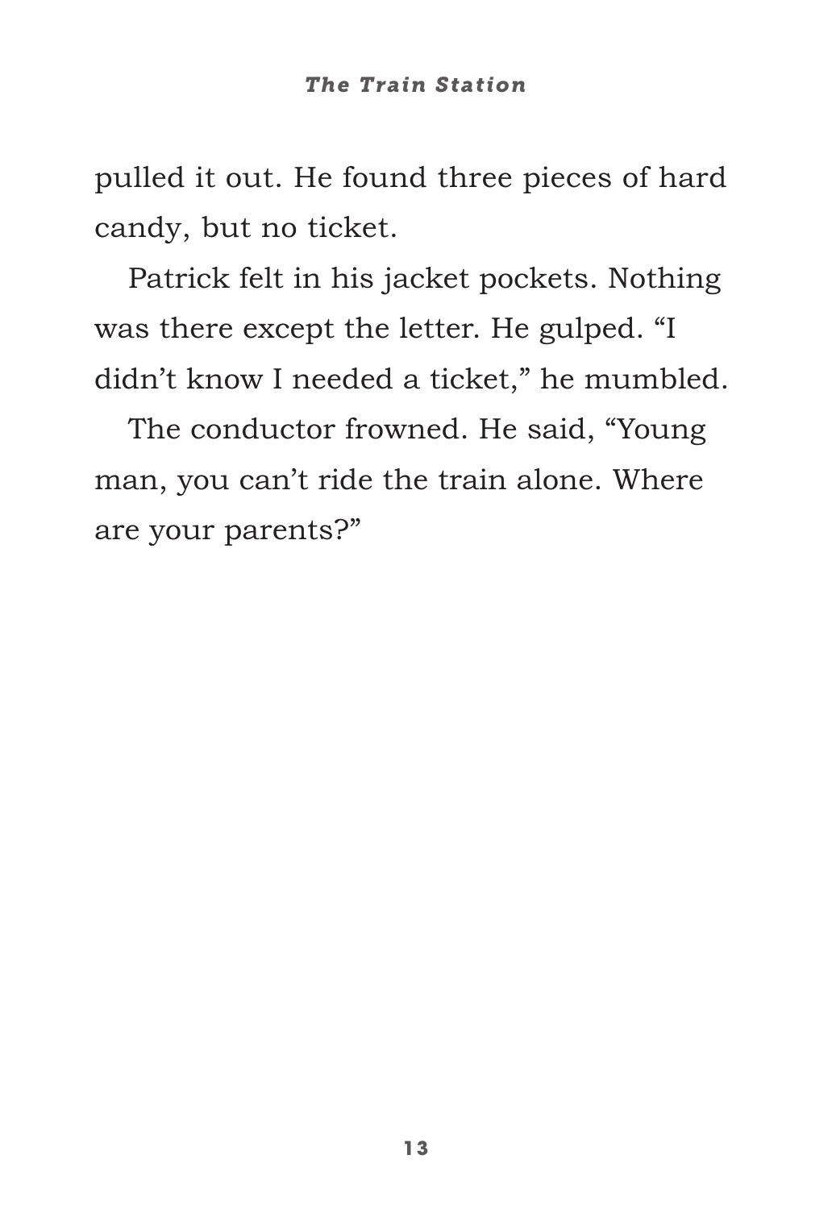pulled it out. He found three pieces of hard candy, but no ticket.

Patrick felt in his jacket pockets. Nothing was there except the letter. He gulped. “I didn’t know I needed a ticket,” he mumbled.

The conductor frowned. He said, “Young man, you can’t ride the train alone. Where are your parents?”